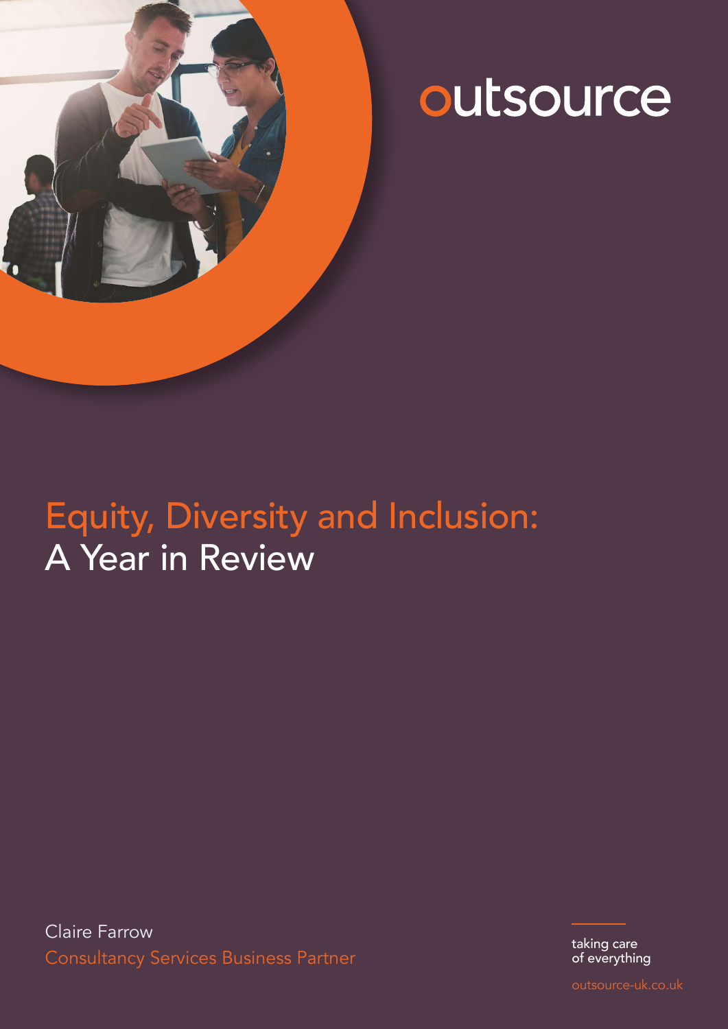outsource

# Equity, Diversity and Inclusion: A Year in Review

Claire Farrow
Consultancy Services Business Partner

taking care
of everything

outsource-uk.co.uk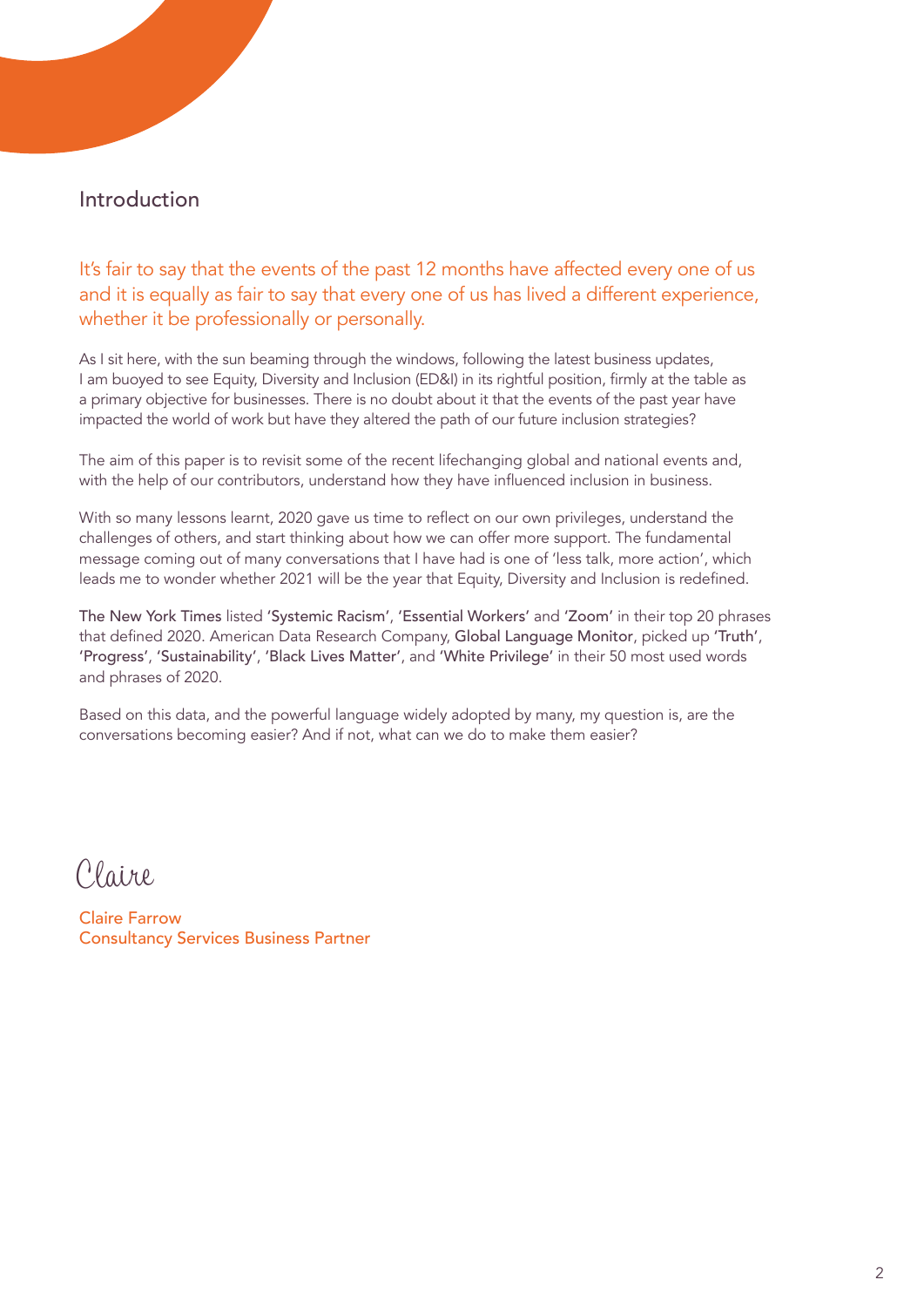## Introduction

It's fair to say that the events of the past 12 months have affected every one of us and it is equally as fair to say that every one of us has lived a different experience, whether it be professionally or personally.

As I sit here, with the sun beaming through the windows, following the latest business updates, I am buoyed to see Equity, Diversity and Inclusion (ED&I) in its rightful position, firmly at the table as a primary objective for businesses. There is no doubt about it that the events of the past year have impacted the world of work but have they altered the path of our future inclusion strategies?

The aim of this paper is to revisit some of the recent lifechanging global and national events and, with the help of our contributors, understand how they have influenced inclusion in business.

With so many lessons learnt, 2020 gave us time to reflect on our own privileges, understand the challenges of others, and start thinking about how we can offer more support. The fundamental message coming out of many conversations that I have had is one of 'less talk, more action', which leads me to wonder whether 2021 will be the year that Equity, Diversity and Inclusion is redefined.

The New York Times listed 'Systemic Racism', 'Essential Workers' and 'Zoom' in their top 20 phrases that defined 2020. American Data Research Company, Global Language Monitor, picked up 'Truth', 'Progress', 'Sustainability', 'Black Lives Matter', and 'White Privilege' in their 50 most used words and phrases of 2020.

Based on this data, and the powerful language widely adopted by many, my question is, are the conversations becoming easier? And if not, what can we do to make them easier?

Claire

Claire Farrow
Consultancy Services Business Partner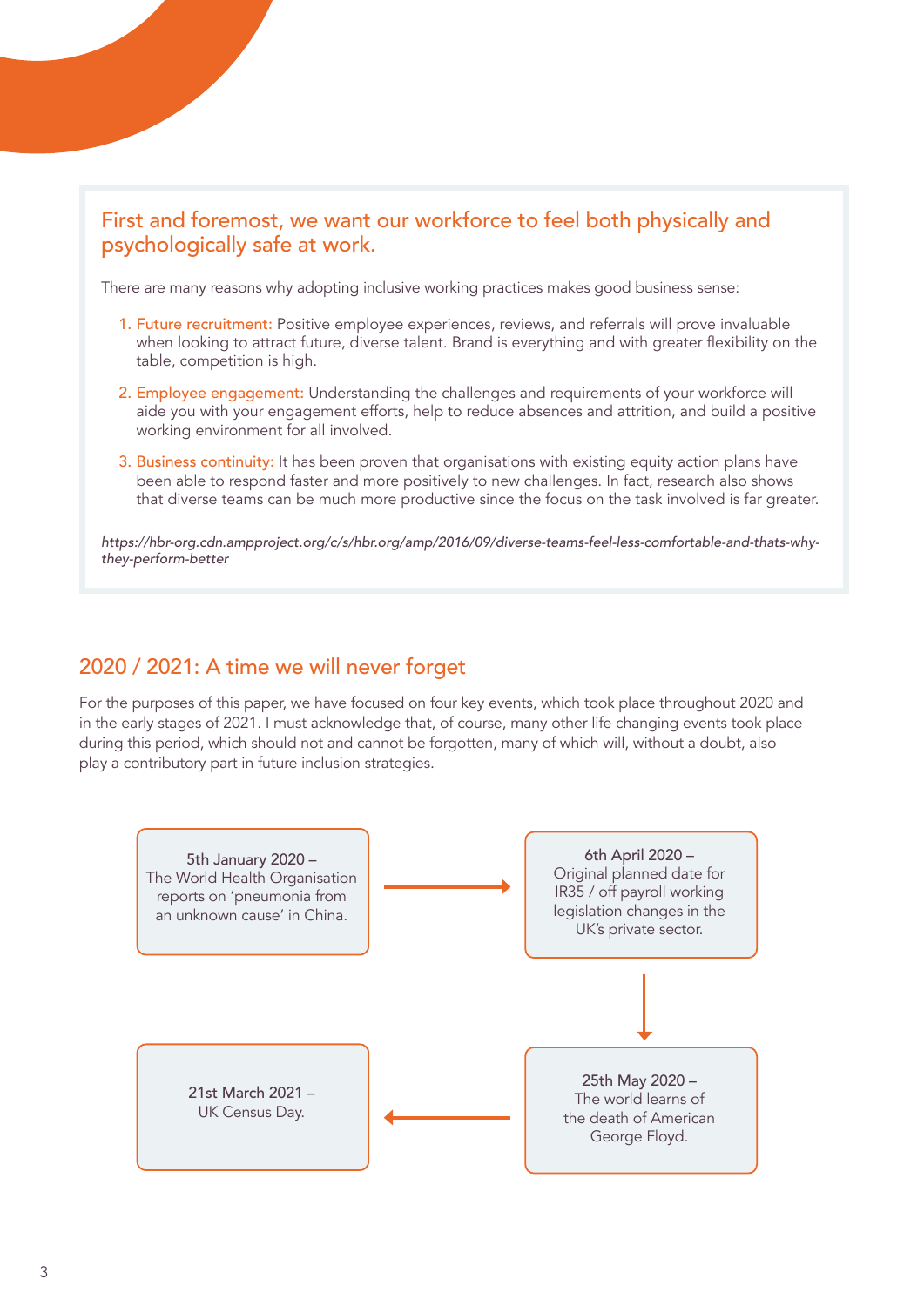## First and foremost, we want our workforce to feel both physically and psychologically safe at work.

There are many reasons why adopting inclusive working practices makes good business sense:

1. Future recruitment: Positive employee experiences, reviews, and referrals will prove invaluable when looking to attract future, diverse talent. Brand is everything and with greater flexibility on the table, competition is high.
2. Employee engagement: Understanding the challenges and requirements of your workforce will aide you with your engagement efforts, help to reduce absences and attrition, and build a positive working environment for all involved.
3. Business continuity: It has been proven that organisations with existing equity action plans have been able to respond faster and more positively to new challenges. In fact, research also shows that diverse teams can be much more productive since the focus on the task involved is far greater.

*https://hbr-org.cdn.ampproject.org/c/s/hbr.org/amp/2016/09/diverse-teams-feel-less-comfortable-and-thats-why-they-perform-better*

## 2020 / 2021: A time we will never forget

For the purposes of this paper, we have focused on four key events, which took place throughout 2020 and in the early stages of 2021. I must acknowledge that, of course, many other life changing events took place during this period, which should not and cannot be forgotten, many of which will, without a doubt, also play a contributory part in future inclusion strategies.

5th January 2020 – The World Health Organisation reports on 'pneumonia from an unknown cause' in China.

6th April 2020 – Original planned date for IR35 / off payroll working legislation changes in the UK's private sector.

25th May 2020 – The world learns of the death of American George Floyd.

21st March 2021 – UK Census Day.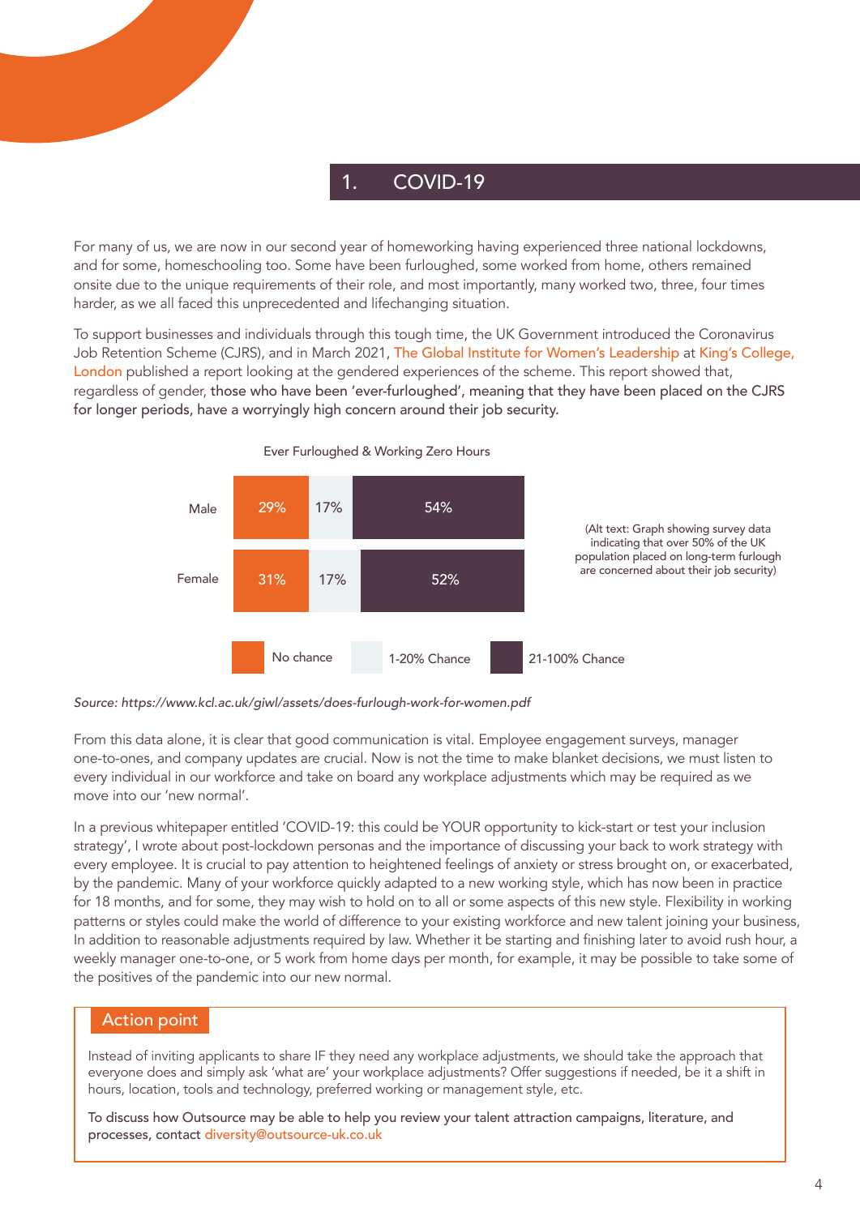## 1. COVID-19

For many of us, we are now in our second year of homeworking having experienced three national lockdowns, and for some, homeschooling too. Some have been furloughed, some worked from home, others remained onsite due to the unique requirements of their role, and most importantly, many worked two, three, four times harder, as we all faced this unprecedented and lifechanging situation.

To support businesses and individuals through this tough time, the UK Government introduced the Coronavirus Job Retention Scheme (CJRS), and in March 2021, The Global Institute for Women's Leadership at King's College, London published a report looking at the gendered experiences of the scheme. This report showed that, regardless of gender, those who have been 'ever-furloughed', meaning that they have been placed on the CJRS for longer periods, have a worryingly high concern around their job security.

Ever Furloughed & Working Zero Hours

| | No chance | 1-20% Chance | 21-100% Chance |
|---|---|---|---|
| Male | 29% | 17% | 54% |
| Female | 31% | 17% | 52% |

(Alt text: Graph showing survey data indicating that over 50% of the UK population placed on long-term furlough are concerned about their job security)

*Source: https://www.kcl.ac.uk/giwl/assets/does-furlough-work-for-women.pdf*

From this data alone, it is clear that good communication is vital. Employee engagement surveys, manager one-to-ones, and company updates are crucial. Now is not the time to make blanket decisions, we must listen to every individual in our workforce and take on board any workplace adjustments which may be required as we move into our 'new normal'.

In a previous whitepaper entitled 'COVID-19: this could be YOUR opportunity to kick-start or test your inclusion strategy', I wrote about post-lockdown personas and the importance of discussing your back to work strategy with every employee. It is crucial to pay attention to heightened feelings of anxiety or stress brought on, or exacerbated, by the pandemic. Many of your workforce quickly adapted to a new working style, which has now been in practice for 18 months, and for some, they may wish to hold on to all or some aspects of this new style. Flexibility in working patterns or styles could make the world of difference to your existing workforce and new talent joining your business, In addition to reasonable adjustments required by law. Whether it be starting and finishing later to avoid rush hour, a weekly manager one-to-one, or 5 work from home days per month, for example, it may be possible to take some of the positives of the pandemic into our new normal.

### Action point

Instead of inviting applicants to share IF they need any workplace adjustments, we should take the approach that everyone does and simply ask 'what are' your workplace adjustments? Offer suggestions if needed, be it a shift in hours, location, tools and technology, preferred working or management style, etc.

To discuss how Outsource may be able to help you review your talent attraction campaigns, literature, and processes, contact diversity@outsource-uk.co.uk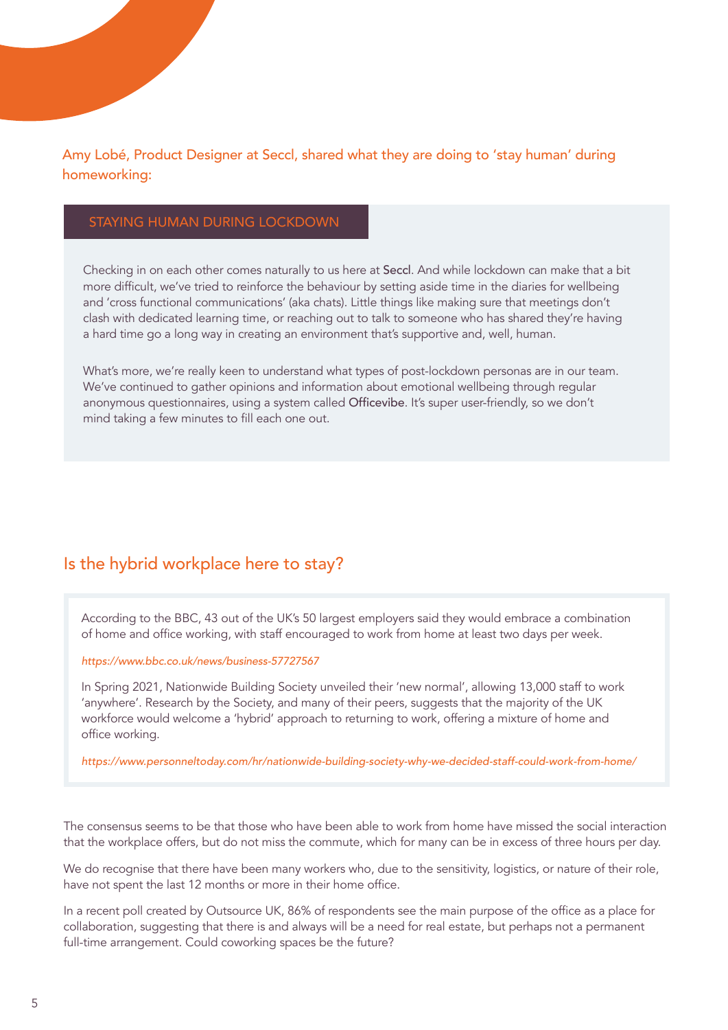Amy Lobé, Product Designer at Seccl, shared what they are doing to 'stay human' during homeworking:

### STAYING HUMAN DURING LOCKDOWN

Checking in on each other comes naturally to us here at Seccl. And while lockdown can make that a bit more difficult, we've tried to reinforce the behaviour by setting aside time in the diaries for wellbeing and 'cross functional communications' (aka chats). Little things like making sure that meetings don't clash with dedicated learning time, or reaching out to talk to someone who has shared they're having a hard time go a long way in creating an environment that's supportive and, well, human.

What's more, we're really keen to understand what types of post-lockdown personas are in our team. We've continued to gather opinions and information about emotional wellbeing through regular anonymous questionnaires, using a system called Officevibe. It's super user-friendly, so we don't mind taking a few minutes to fill each one out.

## Is the hybrid workplace here to stay?

According to the BBC, 43 out of the UK's 50 largest employers said they would embrace a combination of home and office working, with staff encouraged to work from home at least two days per week.

*https://www.bbc.co.uk/news/business-57727567*

In Spring 2021, Nationwide Building Society unveiled their 'new normal', allowing 13,000 staff to work 'anywhere'. Research by the Society, and many of their peers, suggests that the majority of the UK workforce would welcome a 'hybrid' approach to returning to work, offering a mixture of home and office working.

*https://www.personneltoday.com/hr/nationwide-building-society-why-we-decided-staff-could-work-from-home/*

The consensus seems to be that those who have been able to work from home have missed the social interaction that the workplace offers, but do not miss the commute, which for many can be in excess of three hours per day.

We do recognise that there have been many workers who, due to the sensitivity, logistics, or nature of their role, have not spent the last 12 months or more in their home office.

In a recent poll created by Outsource UK, 86% of respondents see the main purpose of the office as a place for collaboration, suggesting that there is and always will be a need for real estate, but perhaps not a permanent full-time arrangement. Could coworking spaces be the future?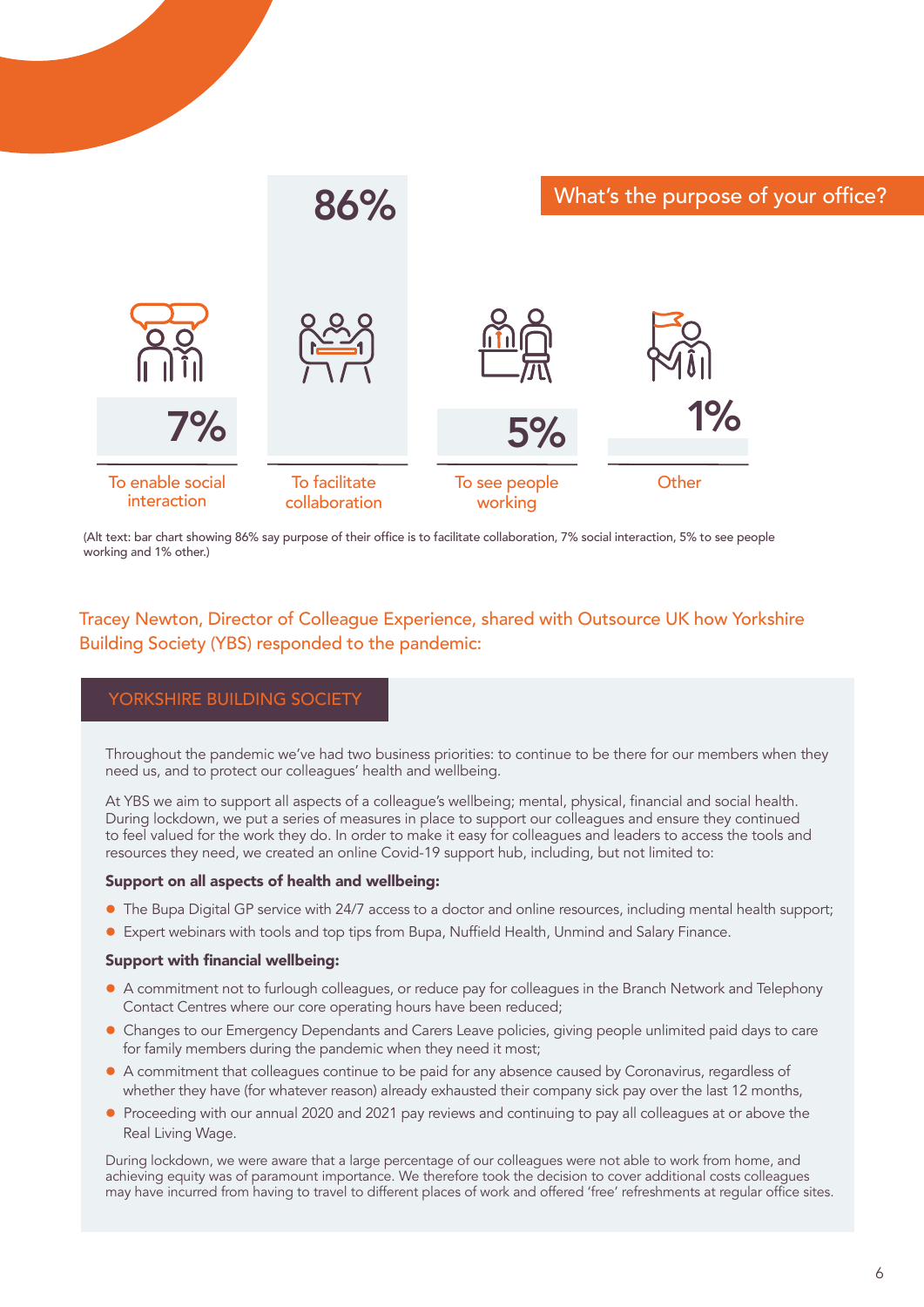## What's the purpose of your office?

| Purpose | Percentage |
|---|---|
| To enable social interaction | 7% |
| To facilitate collaboration | 86% |
| To see people working | 5% |
| Other | 1% |

(Alt text: bar chart showing 86% say purpose of their office is to facilitate collaboration, 7% social interaction, 5% to see people working and 1% other.)

Tracey Newton, Director of Colleague Experience, shared with Outsource UK how Yorkshire Building Society (YBS) responded to the pandemic:

### YORKSHIRE BUILDING SOCIETY

Throughout the pandemic we've had two business priorities: to continue to be there for our members when they need us, and to protect our colleagues' health and wellbeing.

At YBS we aim to support all aspects of a colleague's wellbeing; mental, physical, financial and social health. During lockdown, we put a series of measures in place to support our colleagues and ensure they continued to feel valued for the work they do. In order to make it easy for colleagues and leaders to access the tools and resources they need, we created an online Covid-19 support hub, including, but not limited to:

**Support on all aspects of health and wellbeing:**

- The Bupa Digital GP service with 24/7 access to a doctor and online resources, including mental health support;
- Expert webinars with tools and top tips from Bupa, Nuffield Health, Unmind and Salary Finance.

**Support with financial wellbeing:**

- A commitment not to furlough colleagues, or reduce pay for colleagues in the Branch Network and Telephony Contact Centres where our core operating hours have been reduced;
- Changes to our Emergency Dependants and Carers Leave policies, giving people unlimited paid days to care for family members during the pandemic when they need it most;
- A commitment that colleagues continue to be paid for any absence caused by Coronavirus, regardless of whether they have (for whatever reason) already exhausted their company sick pay over the last 12 months,
- Proceeding with our annual 2020 and 2021 pay reviews and continuing to pay all colleagues at or above the Real Living Wage.

During lockdown, we were aware that a large percentage of our colleagues were not able to work from home, and achieving equity was of paramount importance. We therefore took the decision to cover additional costs colleagues may have incurred from having to travel to different places of work and offered 'free' refreshments at regular office sites.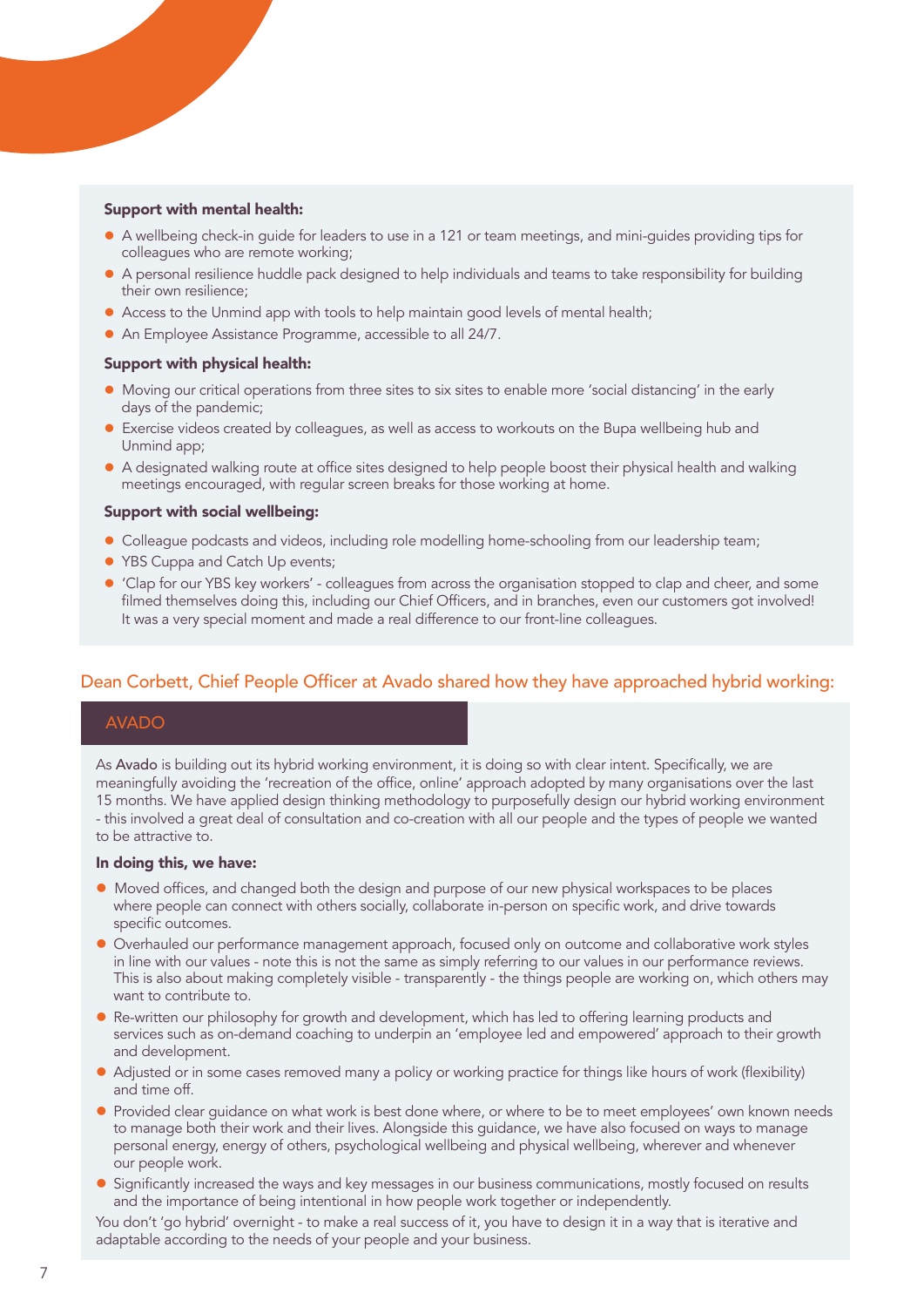**Support with mental health:**

- A wellbeing check-in guide for leaders to use in a 121 or team meetings, and mini-guides providing tips for colleagues who are remote working;
- A personal resilience huddle pack designed to help individuals and teams to take responsibility for building their own resilience;
- Access to the Unmind app with tools to help maintain good levels of mental health;
- An Employee Assistance Programme, accessible to all 24/7.

**Support with physical health:**

- Moving our critical operations from three sites to six sites to enable more 'social distancing' in the early days of the pandemic;
- Exercise videos created by colleagues, as well as access to workouts on the Bupa wellbeing hub and Unmind app;
- A designated walking route at office sites designed to help people boost their physical health and walking meetings encouraged, with regular screen breaks for those working at home.

**Support with social wellbeing:**

- Colleague podcasts and videos, including role modelling home-schooling from our leadership team;
- YBS Cuppa and Catch Up events;
- 'Clap for our YBS key workers' - colleagues from across the organisation stopped to clap and cheer, and some filmed themselves doing this, including our Chief Officers, and in branches, even our customers got involved! It was a very special moment and made a real difference to our front-line colleagues.

## Dean Corbett, Chief People Officer at Avado shared how they have approached hybrid working:

### AVADO

As Avado is building out its hybrid working environment, it is doing so with clear intent. Specifically, we are meaningfully avoiding the 'recreation of the office, online' approach adopted by many organisations over the last 15 months. We have applied design thinking methodology to purposefully design our hybrid working environment - this involved a great deal of consultation and co-creation with all our people and the types of people we wanted to be attractive to.

**In doing this, we have:**

- Moved offices, and changed both the design and purpose of our new physical workspaces to be places where people can connect with others socially, collaborate in-person on specific work, and drive towards specific outcomes.
- Overhauled our performance management approach, focused only on outcome and collaborative work styles in line with our values - note this is not the same as simply referring to our values in our performance reviews. This is also about making completely visible - transparently - the things people are working on, which others may want to contribute to.
- Re-written our philosophy for growth and development, which has led to offering learning products and services such as on-demand coaching to underpin an 'employee led and empowered' approach to their growth and development.
- Adjusted or in some cases removed many a policy or working practice for things like hours of work (flexibility) and time off.
- Provided clear guidance on what work is best done where, or where to be to meet employees' own known needs to manage both their work and their lives. Alongside this guidance, we have also focused on ways to manage personal energy, energy of others, psychological wellbeing and physical wellbeing, wherever and whenever our people work.
- Significantly increased the ways and key messages in our business communications, mostly focused on results and the importance of being intentional in how people work together or independently.

You don't 'go hybrid' overnight - to make a real success of it, you have to design it in a way that is iterative and adaptable according to the needs of your people and your business.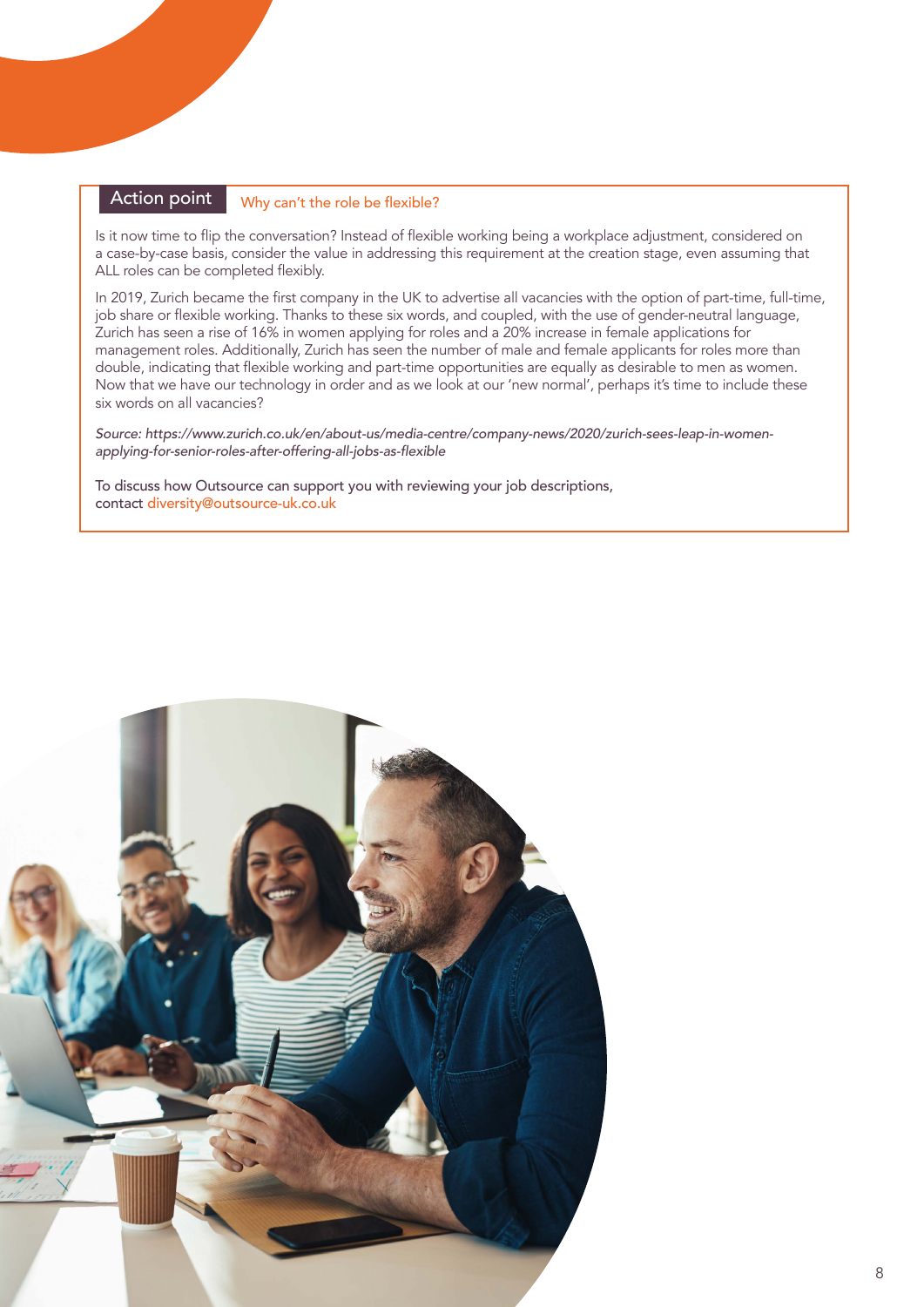## Action point

### Why can't the role be flexible?

Is it now time to flip the conversation? Instead of flexible working being a workplace adjustment, considered on a case-by-case basis, consider the value in addressing this requirement at the creation stage, even assuming that ALL roles can be completed flexibly.

In 2019, Zurich became the first company in the UK to advertise all vacancies with the option of part-time, full-time, job share or flexible working. Thanks to these six words, and coupled, with the use of gender-neutral language, Zurich has seen a rise of 16% in women applying for roles and a 20% increase in female applications for management roles. Additionally, Zurich has seen the number of male and female applicants for roles more than double, indicating that flexible working and part-time opportunities are equally as desirable to men as women. Now that we have our technology in order and as we look at our 'new normal', perhaps it's time to include these six words on all vacancies?

*Source: https://www.zurich.co.uk/en/about-us/media-centre/company-news/2020/zurich-sees-leap-in-women-applying-for-senior-roles-after-offering-all-jobs-as-flexible*

To discuss how Outsource can support you with reviewing your job descriptions, contact diversity@outsource-uk.co.uk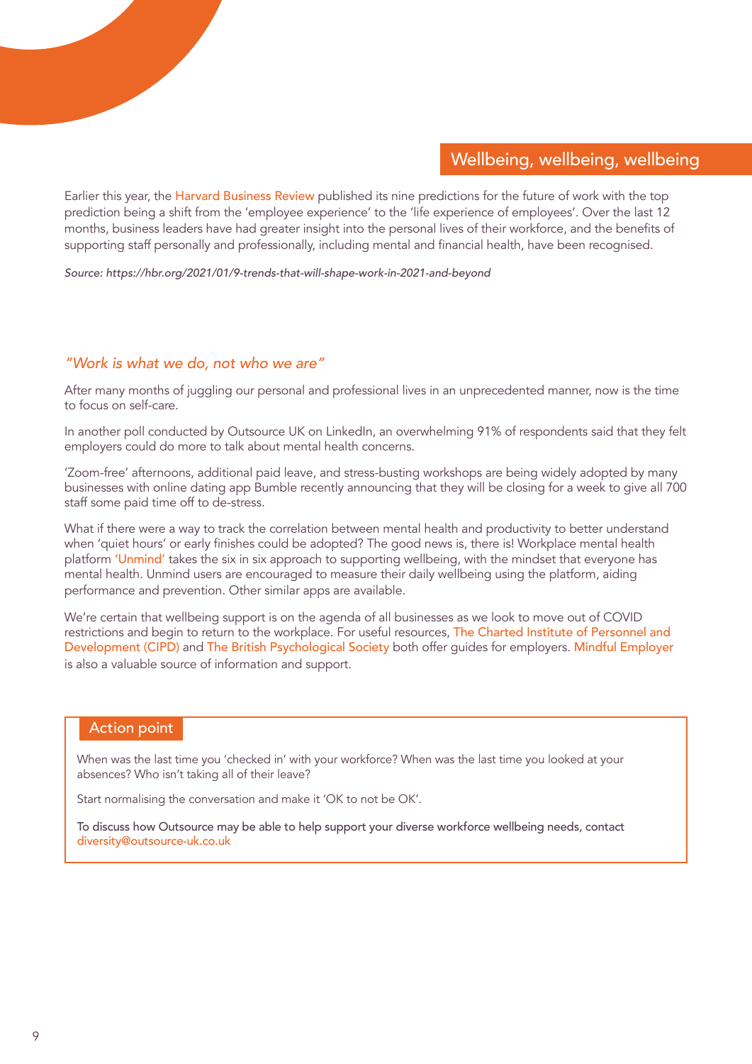## Wellbeing, wellbeing, wellbeing

Earlier this year, the Harvard Business Review published its nine predictions for the future of work with the top prediction being a shift from the 'employee experience' to the 'life experience of employees'. Over the last 12 months, business leaders have had greater insight into the personal lives of their workforce, and the benefits of supporting staff personally and professionally, including mental and financial health, have been recognised.

*Source: https://hbr.org/2021/01/9-trends-that-will-shape-work-in-2021-and-beyond*

### *"Work is what we do, not who we are"*

After many months of juggling our personal and professional lives in an unprecedented manner, now is the time to focus on self-care.

In another poll conducted by Outsource UK on LinkedIn, an overwhelming 91% of respondents said that they felt employers could do more to talk about mental health concerns.

'Zoom-free' afternoons, additional paid leave, and stress-busting workshops are being widely adopted by many businesses with online dating app Bumble recently announcing that they will be closing for a week to give all 700 staff some paid time off to de-stress.

What if there were a way to track the correlation between mental health and productivity to better understand when 'quiet hours' or early finishes could be adopted? The good news is, there is! Workplace mental health platform 'Unmind' takes the six in six approach to supporting wellbeing, with the mindset that everyone has mental health. Unmind users are encouraged to measure their daily wellbeing using the platform, aiding performance and prevention. Other similar apps are available.

We're certain that wellbeing support is on the agenda of all businesses as we look to move out of COVID restrictions and begin to return to the workplace. For useful resources, The Charted Institute of Personnel and Development (CIPD) and The British Psychological Society both offer guides for employers. Mindful Employer is also a valuable source of information and support.

### Action point

When was the last time you 'checked in' with your workforce? When was the last time you looked at your absences? Who isn't taking all of their leave?

Start normalising the conversation and make it 'OK to not be OK'.

To discuss how Outsource may be able to help support your diverse workforce wellbeing needs, contact diversity@outsource-uk.co.uk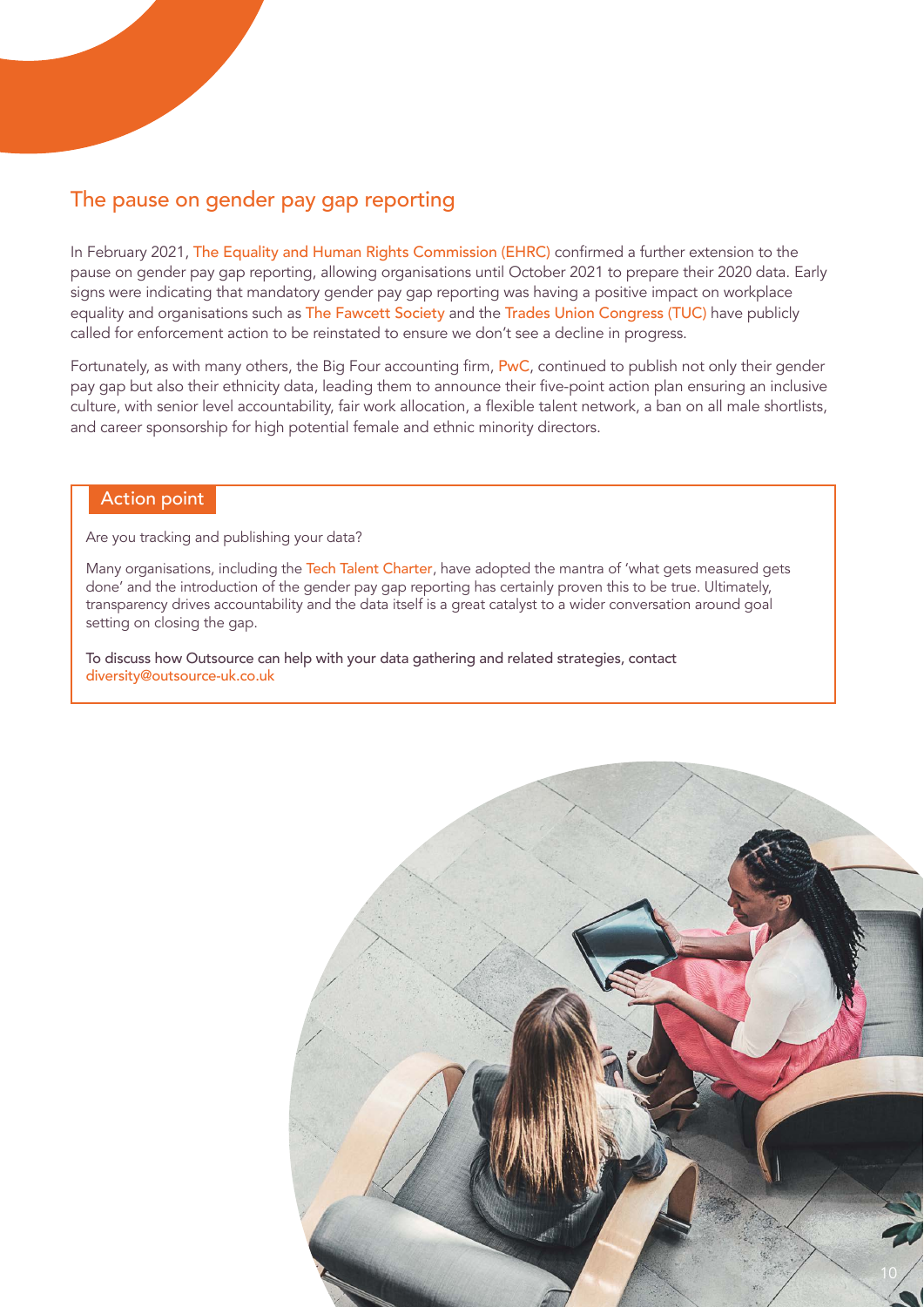## The pause on gender pay gap reporting

In February 2021, The Equality and Human Rights Commission (EHRC) confirmed a further extension to the pause on gender pay gap reporting, allowing organisations until October 2021 to prepare their 2020 data. Early signs were indicating that mandatory gender pay gap reporting was having a positive impact on workplace equality and organisations such as The Fawcett Society and the Trades Union Congress (TUC) have publicly called for enforcement action to be reinstated to ensure we don't see a decline in progress.

Fortunately, as with many others, the Big Four accounting firm, PwC, continued to publish not only their gender pay gap but also their ethnicity data, leading them to announce their five-point action plan ensuring an inclusive culture, with senior level accountability, fair work allocation, a flexible talent network, a ban on all male shortlists, and career sponsorship for high potential female and ethnic minority directors.

### Action point

Are you tracking and publishing your data?

Many organisations, including the Tech Talent Charter, have adopted the mantra of 'what gets measured gets done' and the introduction of the gender pay gap reporting has certainly proven this to be true. Ultimately, transparency drives accountability and the data itself is a great catalyst to a wider conversation around goal setting on closing the gap.

To discuss how Outsource can help with your data gathering and related strategies, contact diversity@outsource-uk.co.uk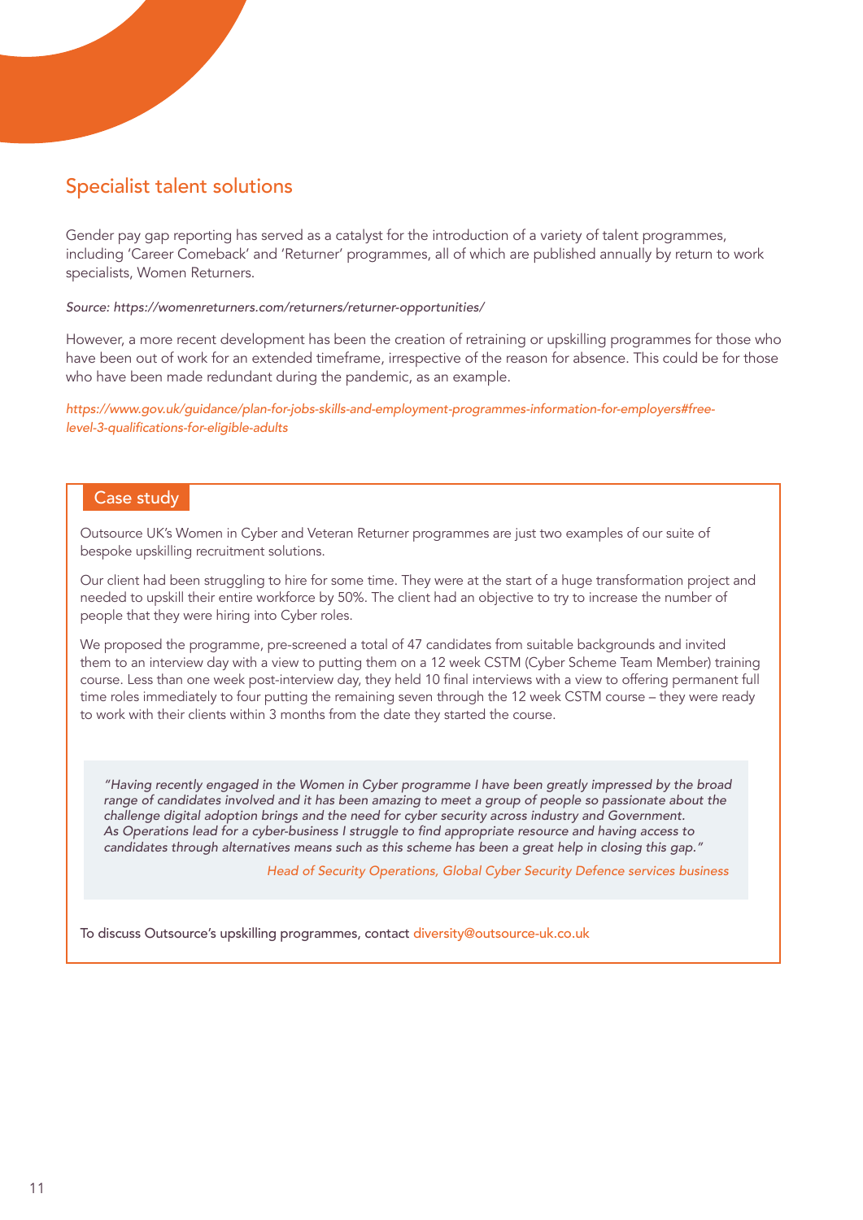## Specialist talent solutions

Gender pay gap reporting has served as a catalyst for the introduction of a variety of talent programmes, including 'Career Comeback' and 'Returner' programmes, all of which are published annually by return to work specialists, Women Returners.

*Source: https://womenreturners.com/returners/returner-opportunities/*

However, a more recent development has been the creation of retraining or upskilling programmes for those who have been out of work for an extended timeframe, irrespective of the reason for absence. This could be for those who have been made redundant during the pandemic, as an example.

*https://www.gov.uk/guidance/plan-for-jobs-skills-and-employment-programmes-information-for-employers#free-level-3-qualifications-for-eligible-adults*

### Case study

Outsource UK's Women in Cyber and Veteran Returner programmes are just two examples of our suite of bespoke upskilling recruitment solutions.

Our client had been struggling to hire for some time. They were at the start of a huge transformation project and needed to upskill their entire workforce by 50%. The client had an objective to try to increase the number of people that they were hiring into Cyber roles.

We proposed the programme, pre-screened a total of 47 candidates from suitable backgrounds and invited them to an interview day with a view to putting them on a 12 week CSTM (Cyber Scheme Team Member) training course. Less than one week post-interview day, they held 10 final interviews with a view to offering permanent full time roles immediately to four putting the remaining seven through the 12 week CSTM course – they were ready to work with their clients within 3 months from the date they started the course.

> *"Having recently engaged in the Women in Cyber programme I have been greatly impressed by the broad range of candidates involved and it has been amazing to meet a group of people so passionate about the challenge digital adoption brings and the need for cyber security across industry and Government. As Operations lead for a cyber-business I struggle to find appropriate resource and having access to candidates through alternatives means such as this scheme has been a great help in closing this gap."*
>
> *Head of Security Operations, Global Cyber Security Defence services business*

To discuss Outsource's upskilling programmes, contact diversity@outsource-uk.co.uk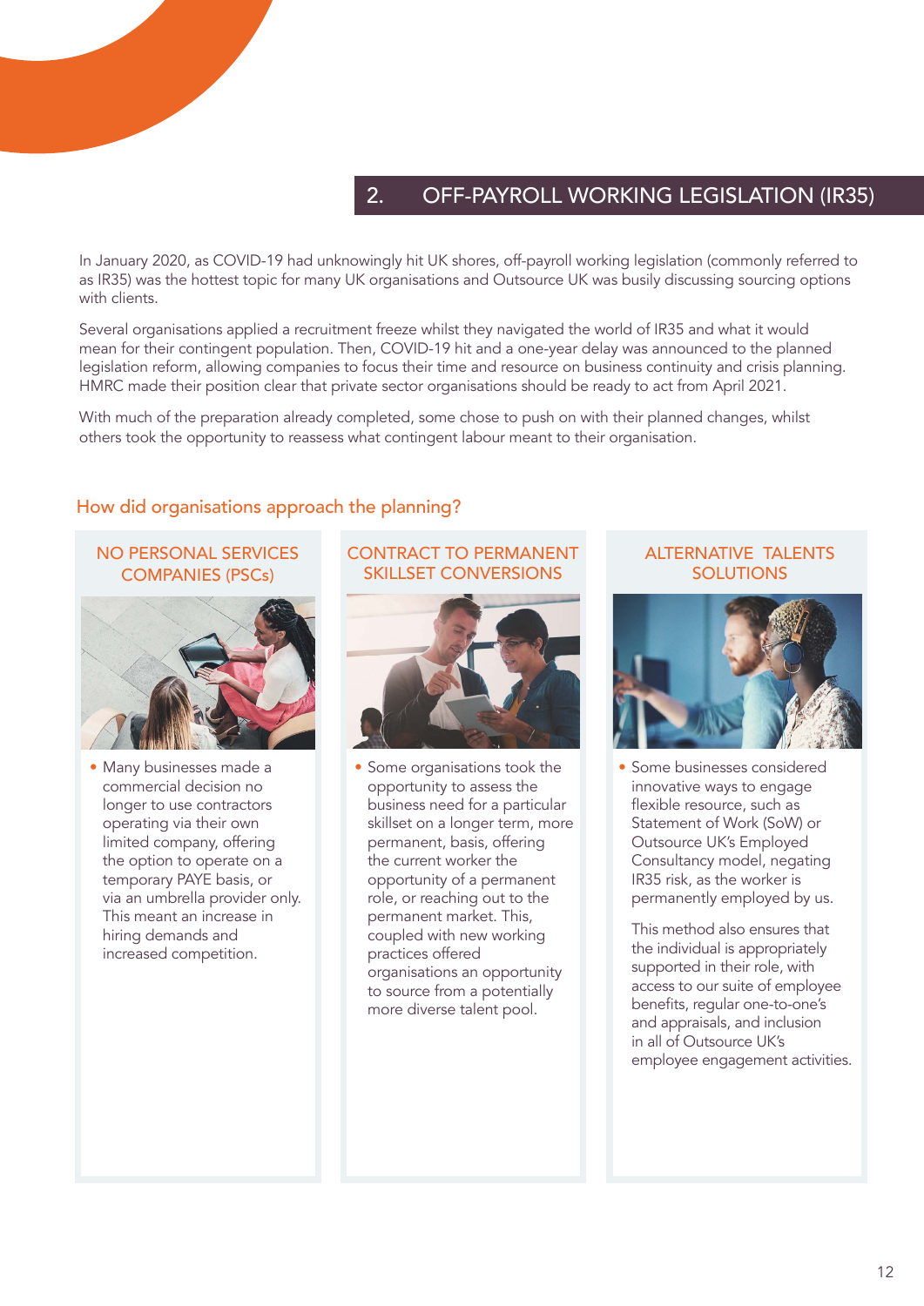## 2. OFF-PAYROLL WORKING LEGISLATION (IR35)

In January 2020, as COVID-19 had unknowingly hit UK shores, off-payroll working legislation (commonly referred to as IR35) was the hottest topic for many UK organisations and Outsource UK was busily discussing sourcing options with clients.

Several organisations applied a recruitment freeze whilst they navigated the world of IR35 and what it would mean for their contingent population. Then, COVID-19 hit and a one-year delay was announced to the planned legislation reform, allowing companies to focus their time and resource on business continuity and crisis planning. HMRC made their position clear that private sector organisations should be ready to act from April 2021.

With much of the preparation already completed, some chose to push on with their planned changes, whilst others took the opportunity to reassess what contingent labour meant to their organisation.

### How did organisations approach the planning?

#### NO PERSONAL SERVICES COMPANIES (PSCs)

- Many businesses made a commercial decision no longer to use contractors operating via their own limited company, offering the option to operate on a temporary PAYE basis, or via an umbrella provider only. This meant an increase in hiring demands and increased competition.

#### CONTRACT TO PERMANENT SKILLSET CONVERSIONS

- Some organisations took the opportunity to assess the business need for a particular skillset on a longer term, more permanent, basis, offering the current worker the opportunity of a permanent role, or reaching out to the permanent market. This, coupled with new working practices offered organisations an opportunity to source from a potentially more diverse talent pool.

#### ALTERNATIVE TALENTS SOLUTIONS

- Some businesses considered innovative ways to engage flexible resource, such as Statement of Work (SoW) or Outsource UK's Employed Consultancy model, negating IR35 risk, as the worker is permanently employed by us.

This method also ensures that the individual is appropriately supported in their role, with access to our suite of employee benefits, regular one-to-one's and appraisals, and inclusion in all of Outsource UK's employee engagement activities.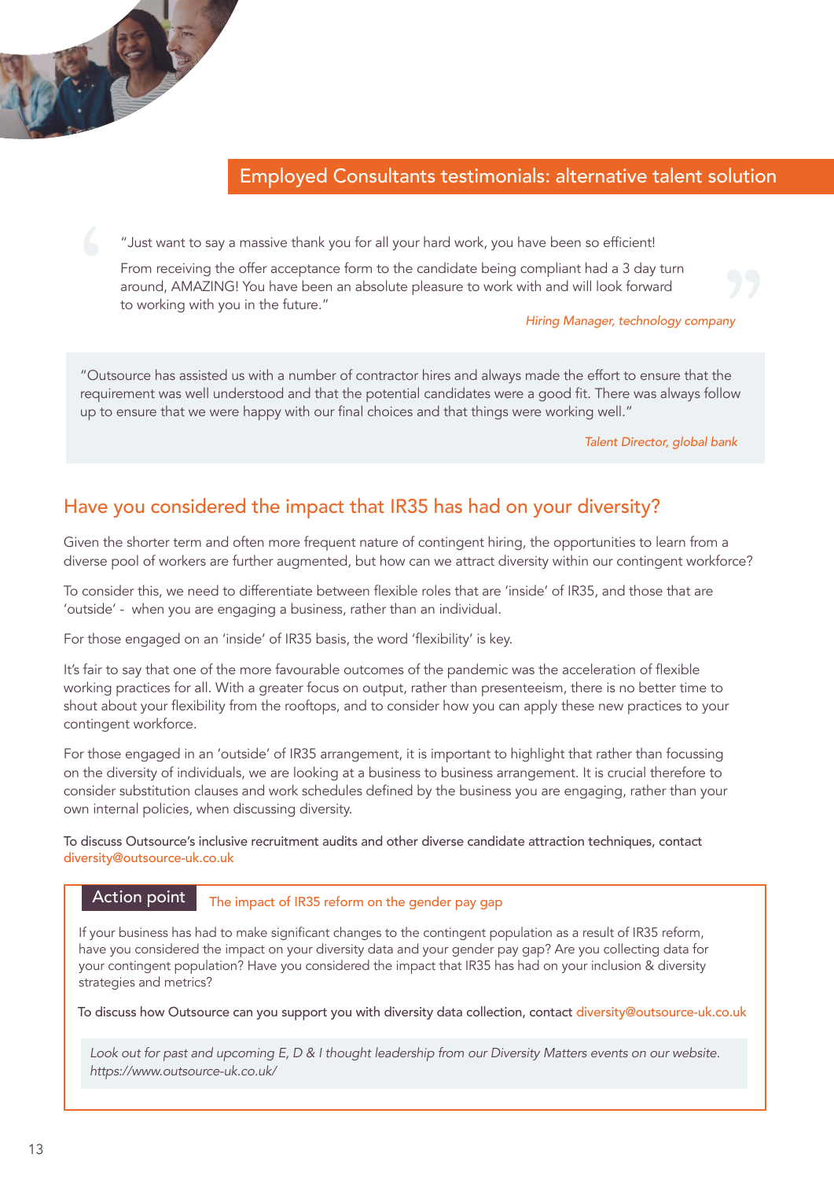## Employed Consultants testimonials: alternative talent solution

"Just want to say a massive thank you for all your hard work, you have been so efficient!

From receiving the offer acceptance form to the candidate being compliant had a 3 day turn around, AMAZING! You have been an absolute pleasure to work with and will look forward to working with you in the future."

*Hiring Manager, technology company*

"Outsource has assisted us with a number of contractor hires and always made the effort to ensure that the requirement was well understood and that the potential candidates were a good fit. There was always follow up to ensure that we were happy with our final choices and that things were working well."

*Talent Director, global bank*

## Have you considered the impact that IR35 has had on your diversity?

Given the shorter term and often more frequent nature of contingent hiring, the opportunities to learn from a diverse pool of workers are further augmented, but how can we attract diversity within our contingent workforce?

To consider this, we need to differentiate between flexible roles that are 'inside' of IR35, and those that are 'outside' - when you are engaging a business, rather than an individual.

For those engaged on an 'inside' of IR35 basis, the word 'flexibility' is key.

It's fair to say that one of the more favourable outcomes of the pandemic was the acceleration of flexible working practices for all. With a greater focus on output, rather than presenteeism, there is no better time to shout about your flexibility from the rooftops, and to consider how you can apply these new practices to your contingent workforce.

For those engaged in an 'outside' of IR35 arrangement, it is important to highlight that rather than focussing on the diversity of individuals, we are looking at a business to business arrangement. It is crucial therefore to consider substitution clauses and work schedules defined by the business you are engaging, rather than your own internal policies, when discussing diversity.

To discuss Outsource's inclusive recruitment audits and other diverse candidate attraction techniques, contact diversity@outsource-uk.co.uk

### Action point — The impact of IR35 reform on the gender pay gap

If your business has had to make significant changes to the contingent population as a result of IR35 reform, have you considered the impact on your diversity data and your gender pay gap? Are you collecting data for your contingent population? Have you considered the impact that IR35 has had on your inclusion & diversity strategies and metrics?

To discuss how Outsource can you support you with diversity data collection, contact diversity@outsource-uk.co.uk

*Look out for past and upcoming E, D & I thought leadership from our Diversity Matters events on our website. https://www.outsource-uk.co.uk/*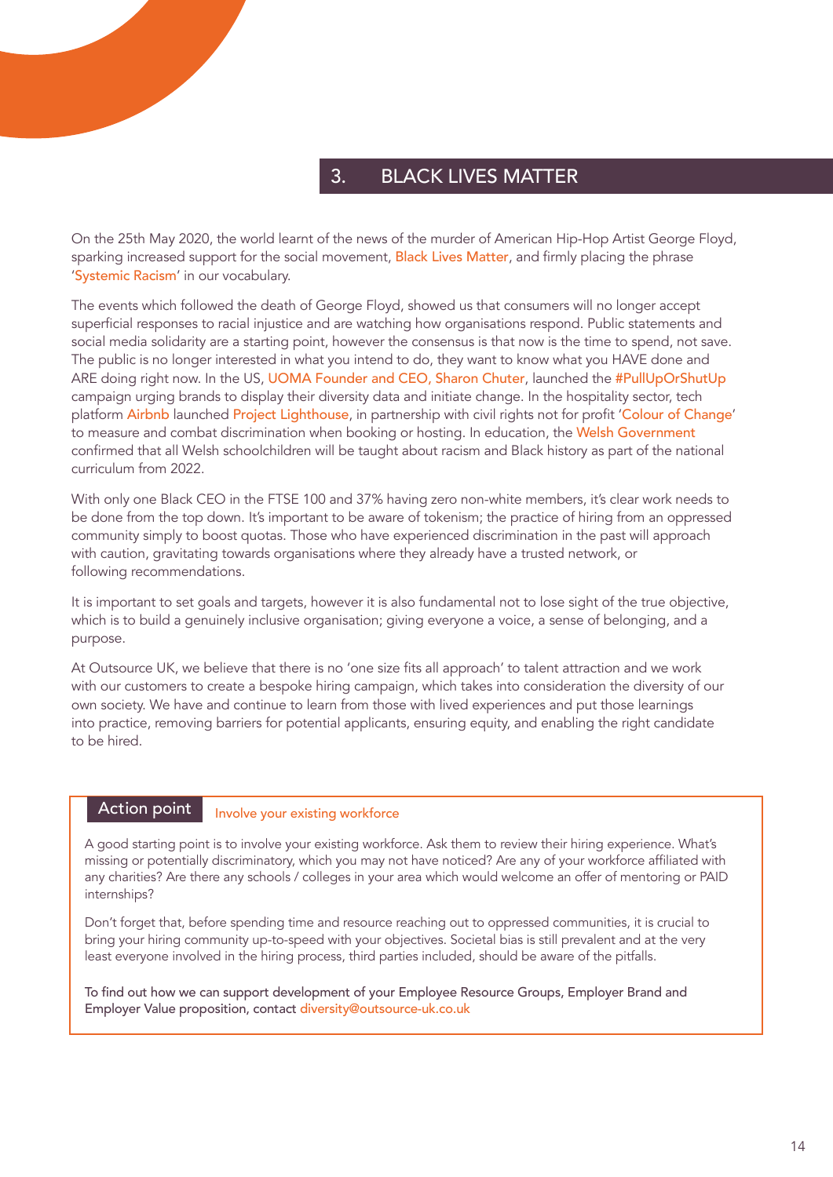## 3. BLACK LIVES MATTER

On the 25th May 2020, the world learnt of the news of the murder of American Hip-Hop Artist George Floyd, sparking increased support for the social movement, Black Lives Matter, and firmly placing the phrase 'Systemic Racism' in our vocabulary.

The events which followed the death of George Floyd, showed us that consumers will no longer accept superficial responses to racial injustice and are watching how organisations respond. Public statements and social media solidarity are a starting point, however the consensus is that now is the time to spend, not save. The public is no longer interested in what you intend to do, they want to know what you HAVE done and ARE doing right now. In the US, UOMA Founder and CEO, Sharon Chuter, launched the #PullUpOrShutUp campaign urging brands to display their diversity data and initiate change. In the hospitality sector, tech platform Airbnb launched Project Lighthouse, in partnership with civil rights not for profit 'Colour of Change' to measure and combat discrimination when booking or hosting. In education, the Welsh Government confirmed that all Welsh schoolchildren will be taught about racism and Black history as part of the national curriculum from 2022.

With only one Black CEO in the FTSE 100 and 37% having zero non-white members, it's clear work needs to be done from the top down. It's important to be aware of tokenism; the practice of hiring from an oppressed community simply to boost quotas. Those who have experienced discrimination in the past will approach with caution, gravitating towards organisations where they already have a trusted network, or following recommendations.

It is important to set goals and targets, however it is also fundamental not to lose sight of the true objective, which is to build a genuinely inclusive organisation; giving everyone a voice, a sense of belonging, and a purpose.

At Outsource UK, we believe that there is no 'one size fits all approach' to talent attraction and we work with our customers to create a bespoke hiring campaign, which takes into consideration the diversity of our own society. We have and continue to learn from those with lived experiences and put those learnings into practice, removing barriers for potential applicants, ensuring equity, and enabling the right candidate to be hired.

**Action point** Involve your existing workforce

A good starting point is to involve your existing workforce. Ask them to review their hiring experience. What's missing or potentially discriminatory, which you may not have noticed? Are any of your workforce affiliated with any charities? Are there any schools / colleges in your area which would welcome an offer of mentoring or PAID internships?

Don't forget that, before spending time and resource reaching out to oppressed communities, it is crucial to bring your hiring community up-to-speed with your objectives. Societal bias is still prevalent and at the very least everyone involved in the hiring process, third parties included, should be aware of the pitfalls.

To find out how we can support development of your Employee Resource Groups, Employer Brand and Employer Value proposition, contact diversity@outsource-uk.co.uk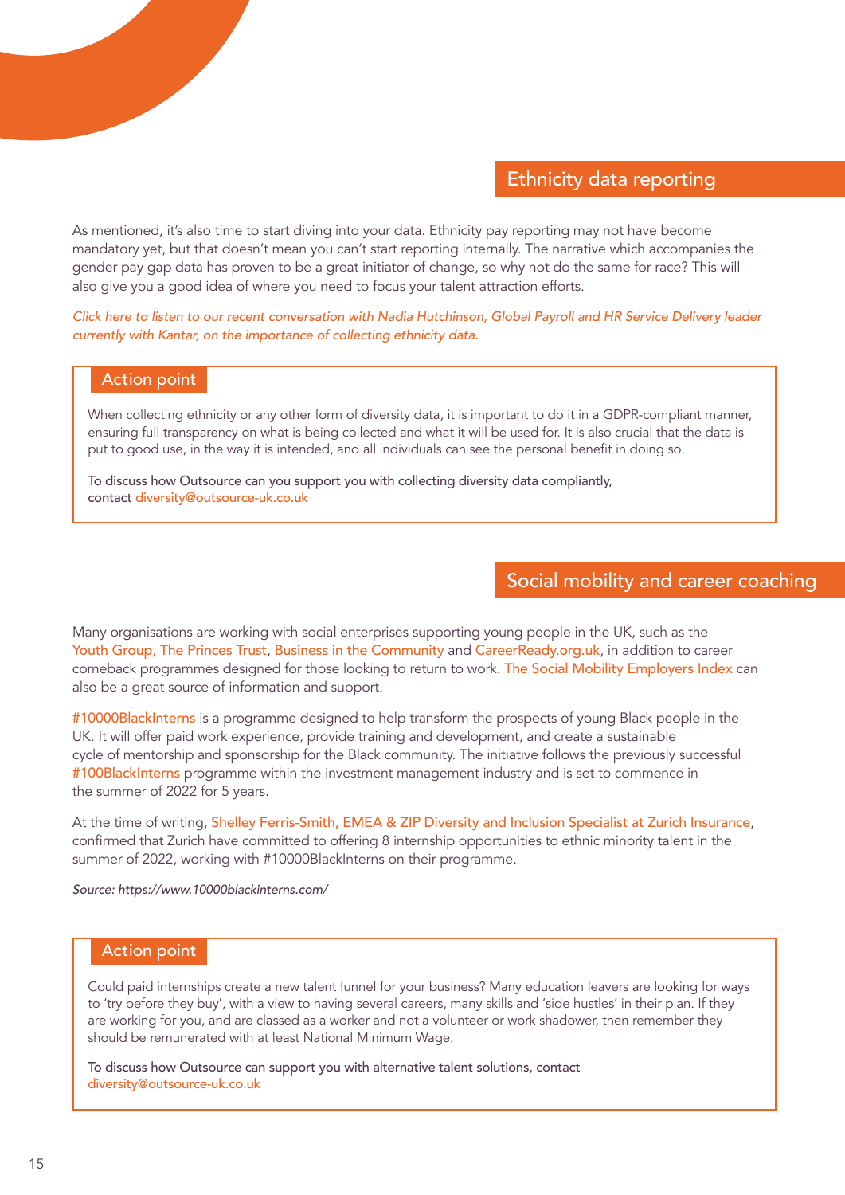## Ethnicity data reporting

As mentioned, it's also time to start diving into your data. Ethnicity pay reporting may not have become mandatory yet, but that doesn't mean you can't start reporting internally. The narrative which accompanies the gender pay gap data has proven to be a great initiator of change, so why not do the same for race? This will also give you a good idea of where you need to focus your talent attraction efforts.

*Click here to listen to our recent conversation with Nadia Hutchinson, Global Payroll and HR Service Delivery leader currently with Kantar, on the importance of collecting ethnicity data.*

### Action point

When collecting ethnicity or any other form of diversity data, it is important to do it in a GDPR-compliant manner, ensuring full transparency on what is being collected and what it will be used for. It is also crucial that the data is put to good use, in the way it is intended, and all individuals can see the personal benefit in doing so.

To discuss how Outsource can you support you with collecting diversity data compliantly, contact diversity@outsource-uk.co.uk

## Social mobility and career coaching

Many organisations are working with social enterprises supporting young people in the UK, such as the Youth Group, The Princes Trust, Business in the Community and CareerReady.org.uk, in addition to career comeback programmes designed for those looking to return to work. The Social Mobility Employers Index can also be a great source of information and support.

#10000BlackInterns is a programme designed to help transform the prospects of young Black people in the UK. It will offer paid work experience, provide training and development, and create a sustainable cycle of mentorship and sponsorship for the Black community. The initiative follows the previously successful #100BlackInterns programme within the investment management industry and is set to commence in the summer of 2022 for 5 years.

At the time of writing, Shelley Ferris-Smith, EMEA & ZIP Diversity and Inclusion Specialist at Zurich Insurance, confirmed that Zurich have committed to offering 8 internship opportunities to ethnic minority talent in the summer of 2022, working with #10000BlackInterns on their programme.

*Source: https://www.10000blackinterns.com/*

### Action point

Could paid internships create a new talent funnel for your business? Many education leavers are looking for ways to 'try before they buy', with a view to having several careers, many skills and 'side hustles' in their plan. If they are working for you, and are classed as a worker and not a volunteer or work shadower, then remember they should be remunerated with at least National Minimum Wage.

To discuss how Outsource can support you with alternative talent solutions, contact diversity@outsource-uk.co.uk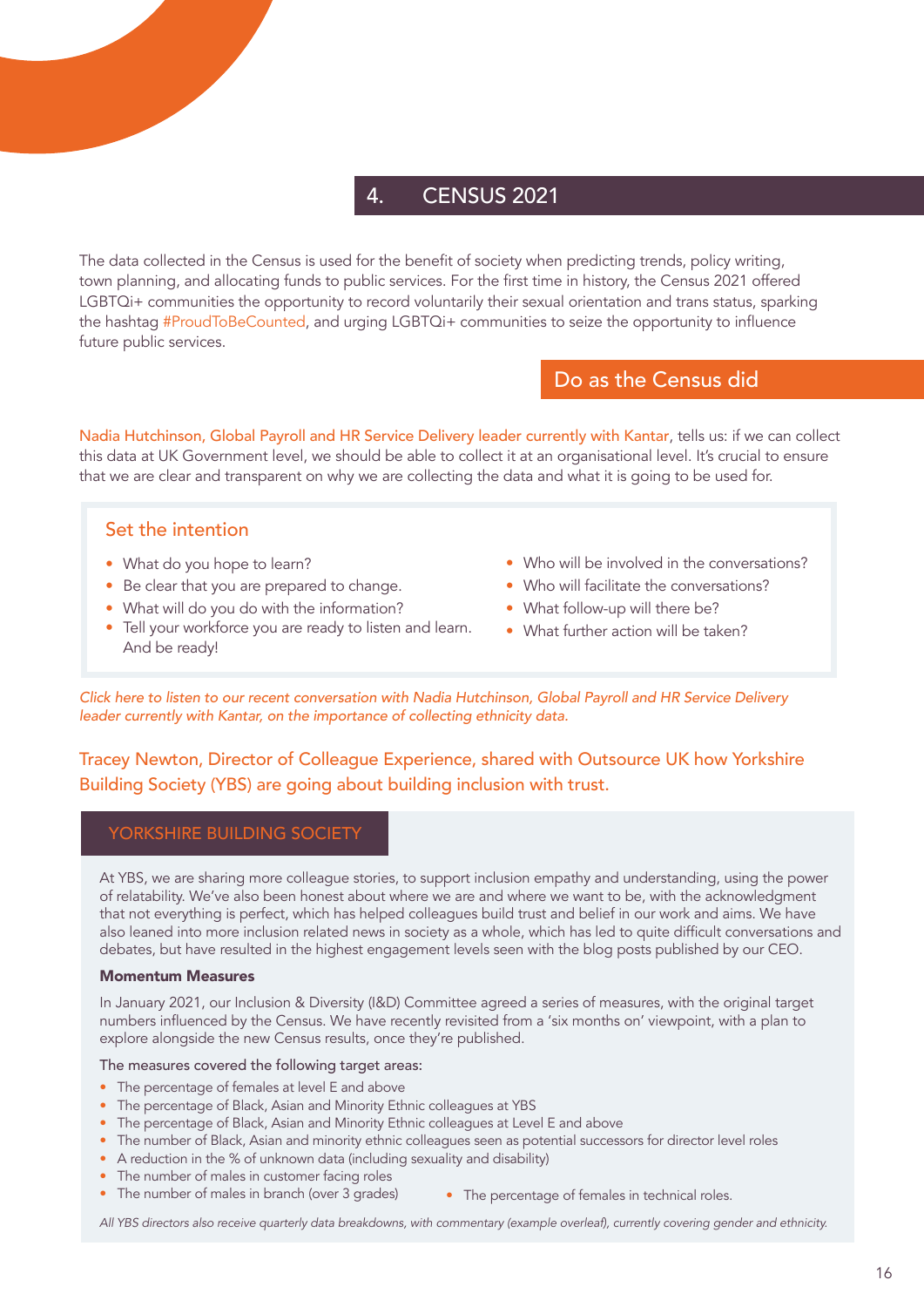## 4. CENSUS 2021

The data collected in the Census is used for the benefit of society when predicting trends, policy writing, town planning, and allocating funds to public services. For the first time in history, the Census 2021 offered LGBTQi+ communities the opportunity to record voluntarily their sexual orientation and trans status, sparking the hashtag #ProudToBeCounted, and urging LGBTQi+ communities to seize the opportunity to influence future public services.

### Do as the Census did

Nadia Hutchinson, Global Payroll and HR Service Delivery leader currently with Kantar, tells us: if we can collect this data at UK Government level, we should be able to collect it at an organisational level. It's crucial to ensure that we are clear and transparent on why we are collecting the data and what it is going to be used for.

#### Set the intention

- What do you hope to learn?
- Be clear that you are prepared to change.
- What will do you do with the information?
- Tell your workforce you are ready to listen and learn. And be ready!
- Who will be involved in the conversations?
- Who will facilitate the conversations?
- What follow-up will there be?
- What further action will be taken?

*Click here to listen to our recent conversation with Nadia Hutchinson, Global Payroll and HR Service Delivery leader currently with Kantar, on the importance of collecting ethnicity data.*

Tracey Newton, Director of Colleague Experience, shared with Outsource UK how Yorkshire Building Society (YBS) are going about building inclusion with trust.

#### YORKSHIRE BUILDING SOCIETY

At YBS, we are sharing more colleague stories, to support inclusion empathy and understanding, using the power of relatability. We've also been honest about where we are and where we want to be, with the acknowledgment that not everything is perfect, which has helped colleagues build trust and belief in our work and aims. We have also leaned into more inclusion related news in society as a whole, which has led to quite difficult conversations and debates, but have resulted in the highest engagement levels seen with the blog posts published by our CEO.

**Momentum Measures**

In January 2021, our Inclusion & Diversity (I&D) Committee agreed a series of measures, with the original target numbers influenced by the Census. We have recently revisited from a 'six months on' viewpoint, with a plan to explore alongside the new Census results, once they're published.

The measures covered the following target areas:

- The percentage of females at level E and above
- The percentage of Black, Asian and Minority Ethnic colleagues at YBS
- The percentage of Black, Asian and Minority Ethnic colleagues at Level E and above
- The number of Black, Asian and minority ethnic colleagues seen as potential successors for director level roles
- A reduction in the % of unknown data (including sexuality and disability)
- The number of males in customer facing roles
- The number of males in branch (over 3 grades)
- The percentage of females in technical roles.

*All YBS directors also receive quarterly data breakdowns, with commentary (example overleaf), currently covering gender and ethnicity.*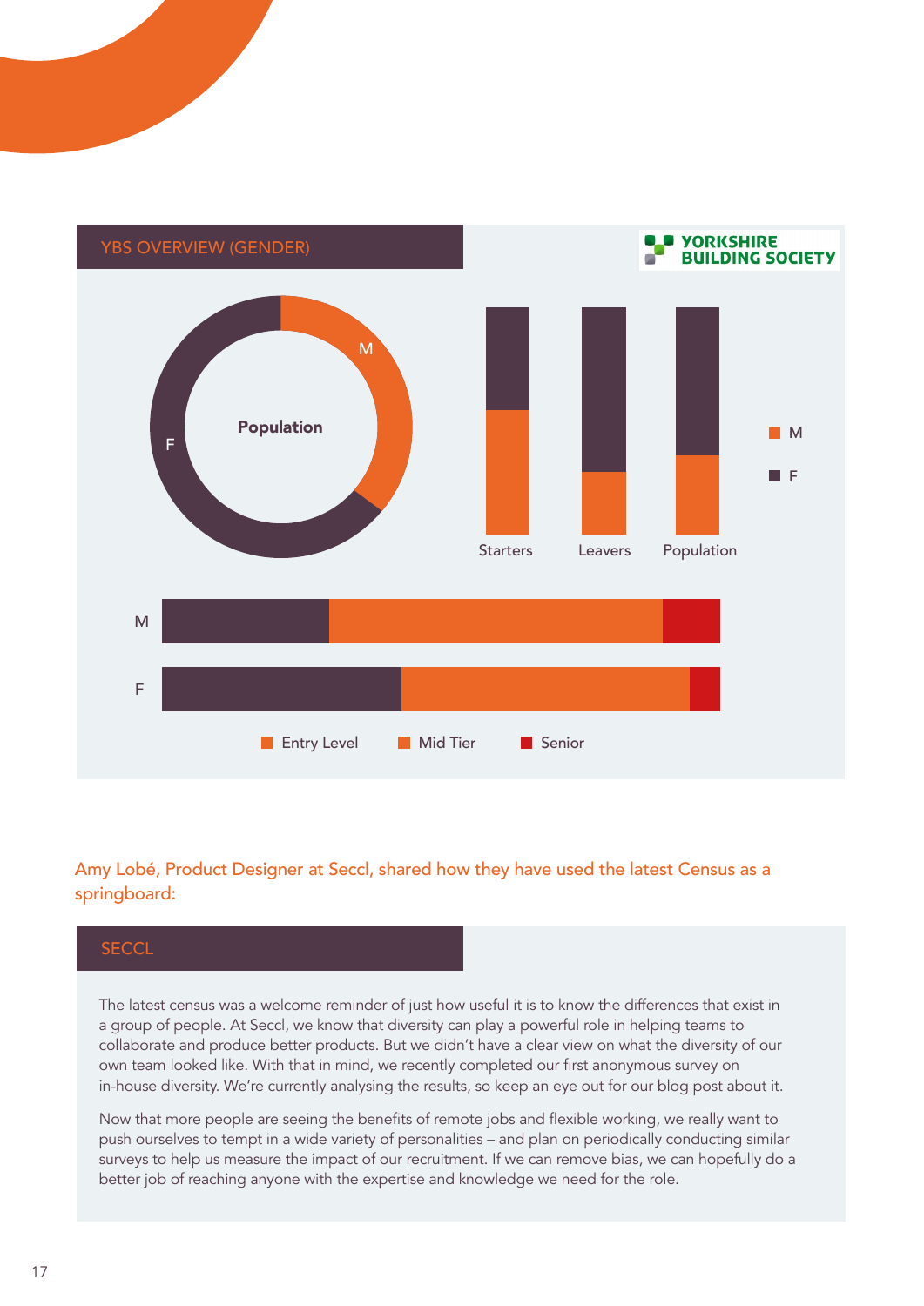## YBS OVERVIEW (GENDER)

YORKSHIRE BUILDING SOCIETY

Population

M

F

Starters

Leavers

Population

M

F

M

F

Entry Level

Mid Tier

Senior

Amy Lobé, Product Designer at Seccl, shared how they have used the latest Census as a springboard:

## SECCL

The latest census was a welcome reminder of just how useful it is to know the differences that exist in a group of people. At Seccl, we know that diversity can play a powerful role in helping teams to collaborate and produce better products. But we didn't have a clear view on what the diversity of our own team looked like. With that in mind, we recently completed our first anonymous survey on in-house diversity. We're currently analysing the results, so keep an eye out for our blog post about it.

Now that more people are seeing the benefits of remote jobs and flexible working, we really want to push ourselves to tempt in a wide variety of personalities – and plan on periodically conducting similar surveys to help us measure the impact of our recruitment. If we can remove bias, we can hopefully do a better job of reaching anyone with the expertise and knowledge we need for the role.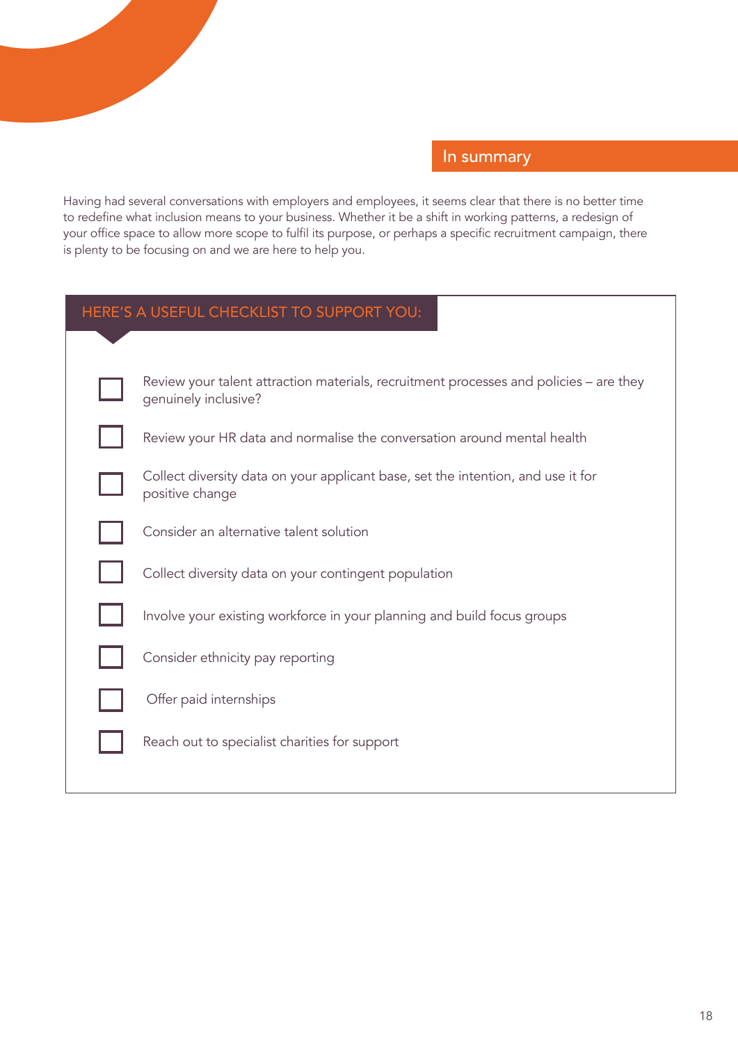## In summary

Having had several conversations with employers and employees, it seems clear that there is no better time to redefine what inclusion means to your business. Whether it be a shift in working patterns, a redesign of your office space to allow more scope to fulfil its purpose, or perhaps a specific recruitment campaign, there is plenty to be focusing on and we are here to help you.

### HERE'S A USEFUL CHECKLIST TO SUPPORT YOU:

- [ ] Review your talent attraction materials, recruitment processes and policies – are they genuinely inclusive?
- [ ] Review your HR data and normalise the conversation around mental health
- [ ] Collect diversity data on your applicant base, set the intention, and use it for positive change
- [ ] Consider an alternative talent solution
- [ ] Collect diversity data on your contingent population
- [ ] Involve your existing workforce in your planning and build focus groups
- [ ] Consider ethnicity pay reporting
- [ ] Offer paid internships
- [ ] Reach out to specialist charities for support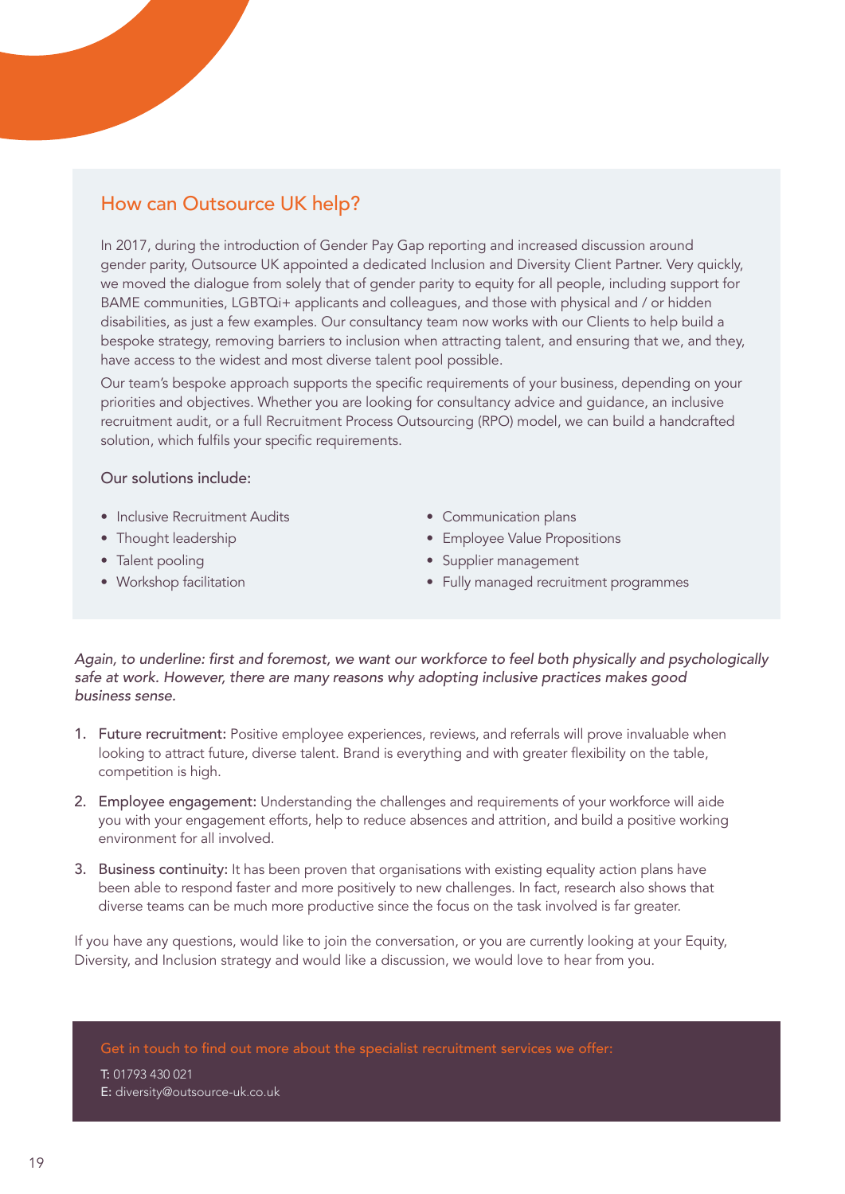## How can Outsource UK help?

In 2017, during the introduction of Gender Pay Gap reporting and increased discussion around gender parity, Outsource UK appointed a dedicated Inclusion and Diversity Client Partner. Very quickly, we moved the dialogue from solely that of gender parity to equity for all people, including support for BAME communities, LGBTQi+ applicants and colleagues, and those with physical and / or hidden disabilities, as just a few examples. Our consultancy team now works with our Clients to help build a bespoke strategy, removing barriers to inclusion when attracting talent, and ensuring that we, and they, have access to the widest and most diverse talent pool possible.

Our team's bespoke approach supports the specific requirements of your business, depending on your priorities and objectives. Whether you are looking for consultancy advice and guidance, an inclusive recruitment audit, or a full Recruitment Process Outsourcing (RPO) model, we can build a handcrafted solution, which fulfils your specific requirements.

Our solutions include:

- Inclusive Recruitment Audits
- Thought leadership
- Talent pooling
- Workshop facilitation
- Communication plans
- Employee Value Propositions
- Supplier management
- Fully managed recruitment programmes

*Again, to underline: first and foremost, we want our workforce to feel both physically and psychologically safe at work. However, there are many reasons why adopting inclusive practices makes good business sense.*

1. **Future recruitment:** Positive employee experiences, reviews, and referrals will prove invaluable when looking to attract future, diverse talent. Brand is everything and with greater flexibility on the table, competition is high.
2. **Employee engagement:** Understanding the challenges and requirements of your workforce will aide you with your engagement efforts, help to reduce absences and attrition, and build a positive working environment for all involved.
3. **Business continuity:** It has been proven that organisations with existing equality action plans have been able to respond faster and more positively to new challenges. In fact, research also shows that diverse teams can be much more productive since the focus on the task involved is far greater.

If you have any questions, would like to join the conversation, or you are currently looking at your Equity, Diversity, and Inclusion strategy and would like a discussion, we would love to hear from you.

Get in touch to find out more about the specialist recruitment services we offer:

T: 01793 430 021
E: diversity@outsource-uk.co.uk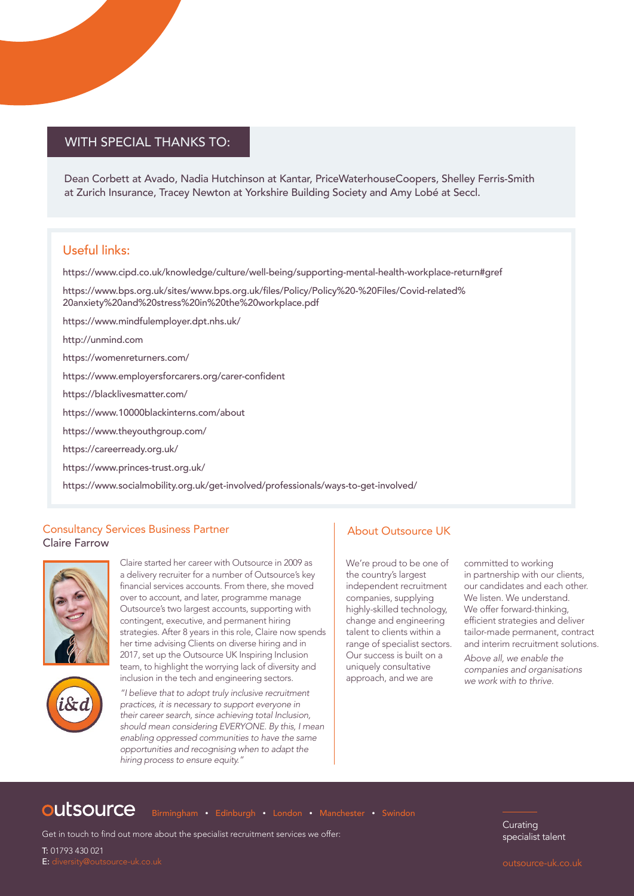## WITH SPECIAL THANKS TO:

Dean Corbett at Avado, Nadia Hutchinson at Kantar, PriceWaterhouseCoopers, Shelley Ferris-Smith at Zurich Insurance, Tracey Newton at Yorkshire Building Society and Amy Lobé at Seccl.

## Useful links:

https://www.cipd.co.uk/knowledge/culture/well-being/supporting-mental-health-workplace-return#gref

https://www.bps.org.uk/sites/www.bps.org.uk/files/Policy/Policy%20-%20Files/Covid-related%20anxiety%20and%20stress%20in%20the%20workplace.pdf

https://www.mindfulemployer.dpt.nhs.uk/

http://unmind.com

https://womenreturners.com/

https://www.employersforcarers.org/carer-confident

https://blacklivesmatter.com/

https://www.10000blackinterns.com/about

https://www.theyouthgroup.com/

https://careerready.org.uk/

https://www.princes-trust.org.uk/

https://www.socialmobility.org.uk/get-involved/professionals/ways-to-get-involved/

### Consultancy Services Business Partner
Claire Farrow

Claire started her career with Outsource in 2009 as a delivery recruiter for a number of Outsource's key financial services accounts. From there, she moved over to account, and later, programme manage Outsource's two largest accounts, supporting with contingent, executive, and permanent hiring strategies. After 8 years in this role, Claire now spends her time advising Clients on diverse hiring and in 2017, set up the Outsource UK Inspiring Inclusion team, to highlight the worrying lack of diversity and inclusion in the tech and engineering sectors.

*"I believe that to adopt truly inclusive recruitment practices, it is necessary to support everyone in their career search, since achieving total Inclusion, should mean considering EVERYONE. By this, I mean enabling oppressed communities to have the same opportunities and recognising when to adapt the hiring process to ensure equity."*

### About Outsource UK

We're proud to be one of the country's largest independent recruitment companies, supplying highly-skilled technology, change and engineering talent to clients within a range of specialist sectors. Our success is built on a uniquely consultative approach, and we are committed to working in partnership with our clients, our candidates and each other. We listen. We understand. We offer forward-thinking, efficient strategies and deliver tailor-made permanent, contract and interim recruitment solutions.

*Above all, we enable the companies and organisations we work with to thrive.*

outsource Birmingham • Edinburgh • London • Manchester • Swindon

Get in touch to find out more about the specialist recruitment services we offer:

T: 01793 430 021
E: diversity@outsource-uk.co.uk

Curating specialist talent

outsource-uk.co.uk